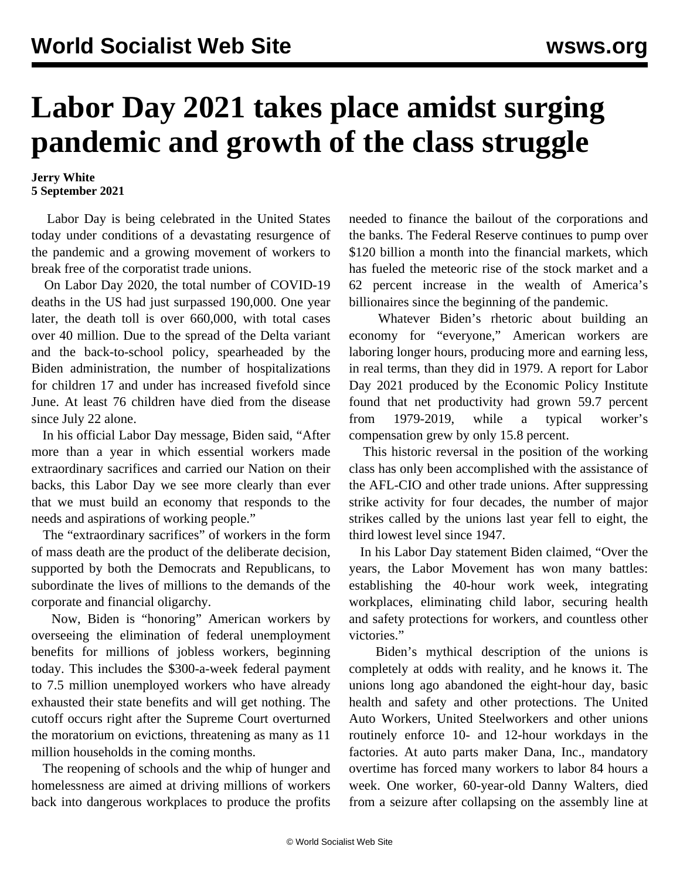# Labor Day 2021 takes place amidst surging pandemic and growth of the class struggle

**Jerry White**
**5 September 2021**

Labor Day is being celebrated in the United States today under conditions of a devastating resurgence of the pandemic and a growing movement of workers to break free of the corporatist trade unions.

On Labor Day 2020, the total number of COVID-19 deaths in the US had just surpassed 190,000. One year later, the death toll is over 660,000, with total cases over 40 million. Due to the spread of the Delta variant and the back-to-school policy, spearheaded by the Biden administration, the number of hospitalizations for children 17 and under has increased fivefold since June. At least 76 children have died from the disease since July 22 alone.

In his official Labor Day message, Biden said, "After more than a year in which essential workers made extraordinary sacrifices and carried our Nation on their backs, this Labor Day we see more clearly than ever that we must build an economy that responds to the needs and aspirations of working people."

The "extraordinary sacrifices" of workers in the form of mass death are the product of the deliberate decision, supported by both the Democrats and Republicans, to subordinate the lives of millions to the demands of the corporate and financial oligarchy.

Now, Biden is "honoring" American workers by overseeing the elimination of federal unemployment benefits for millions of jobless workers, beginning today. This includes the $300-a-week federal payment to 7.5 million unemployed workers who have already exhausted their state benefits and will get nothing. The cutoff occurs right after the Supreme Court overturned the moratorium on evictions, threatening as many as 11 million households in the coming months.

The reopening of schools and the whip of hunger and homelessness are aimed at driving millions of workers back into dangerous workplaces to produce the profits needed to finance the bailout of the corporations and the banks. The Federal Reserve continues to pump over $120 billion a month into the financial markets, which has fueled the meteoric rise of the stock market and a 62 percent increase in the wealth of America's billionaires since the beginning of the pandemic.

Whatever Biden's rhetoric about building an economy for "everyone," American workers are laboring longer hours, producing more and earning less, in real terms, than they did in 1979. A report for Labor Day 2021 produced by the Economic Policy Institute found that net productivity had grown 59.7 percent from 1979-2019, while a typical worker's compensation grew by only 15.8 percent.

This historic reversal in the position of the working class has only been accomplished with the assistance of the AFL-CIO and other trade unions. After suppressing strike activity for four decades, the number of major strikes called by the unions last year fell to eight, the third lowest level since 1947.

In his Labor Day statement Biden claimed, "Over the years, the Labor Movement has won many battles: establishing the 40-hour work week, integrating workplaces, eliminating child labor, securing health and safety protections for workers, and countless other victories."

Biden's mythical description of the unions is completely at odds with reality, and he knows it. The unions long ago abandoned the eight-hour day, basic health and safety and other protections. The United Auto Workers, United Steelworkers and other unions routinely enforce 10- and 12-hour workdays in the factories. At auto parts maker Dana, Inc., mandatory overtime has forced many workers to labor 84 hours a week. One worker, 60-year-old Danny Walters, died from a seizure after collapsing on the assembly line at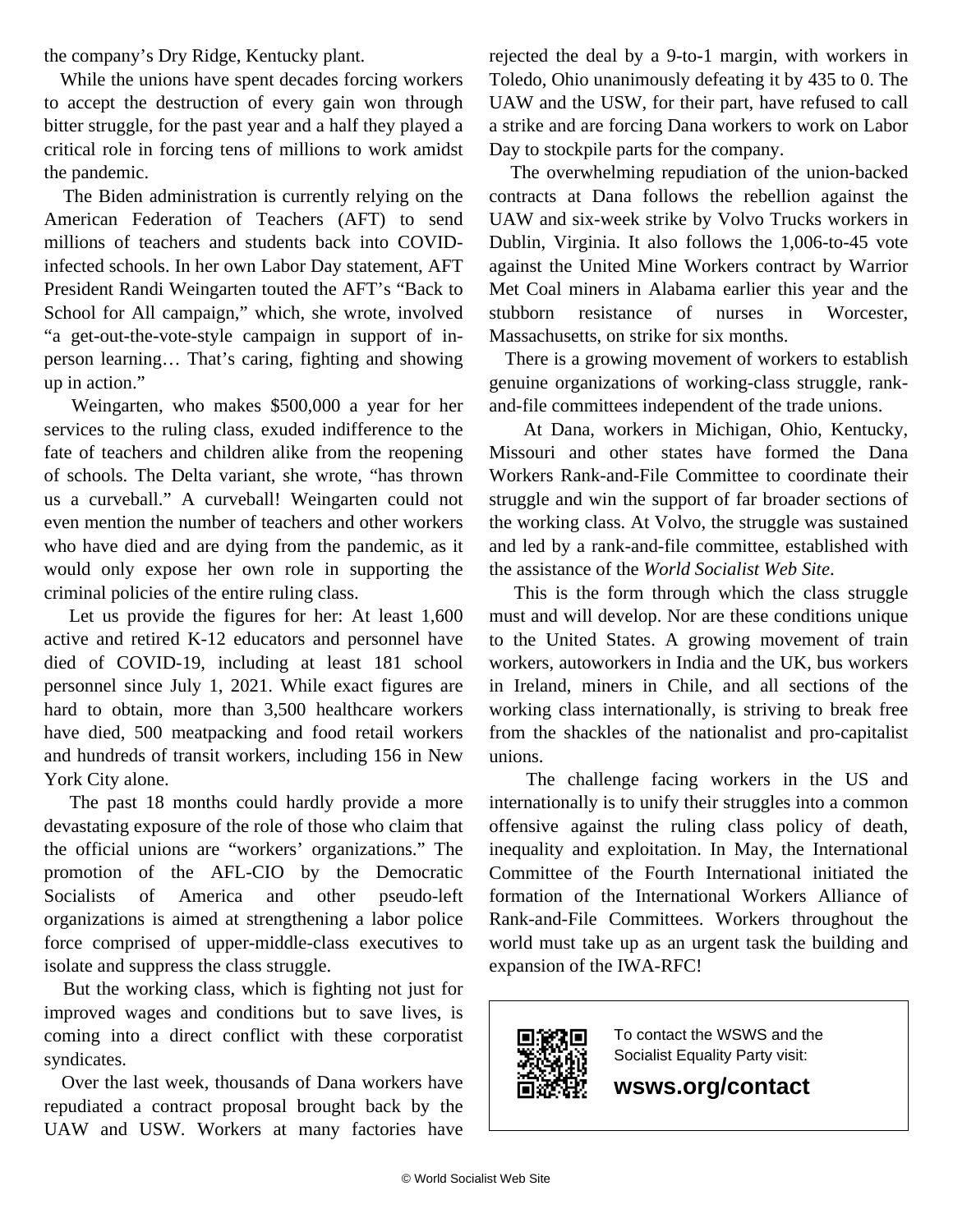the company's Dry Ridge, Kentucky plant.

While the unions have spent decades forcing workers to accept the destruction of every gain won through bitter struggle, for the past year and a half they played a critical role in forcing tens of millions to work amidst the pandemic.

The Biden administration is currently relying on the American Federation of Teachers (AFT) to send millions of teachers and students back into COVID-infected schools. In her own Labor Day statement, AFT President Randi Weingarten touted the AFT's "Back to School for All campaign," which, she wrote, involved "a get-out-the-vote-style campaign in support of in-person learning… That's caring, fighting and showing up in action."

Weingarten, who makes $500,000 a year for her services to the ruling class, exuded indifference to the fate of teachers and children alike from the reopening of schools. The Delta variant, she wrote, "has thrown us a curveball." A curveball! Weingarten could not even mention the number of teachers and other workers who have died and are dying from the pandemic, as it would only expose her own role in supporting the criminal policies of the entire ruling class.

Let us provide the figures for her: At least 1,600 active and retired K-12 educators and personnel have died of COVID-19, including at least 181 school personnel since July 1, 2021. While exact figures are hard to obtain, more than 3,500 healthcare workers have died, 500 meatpacking and food retail workers and hundreds of transit workers, including 156 in New York City alone.

The past 18 months could hardly provide a more devastating exposure of the role of those who claim that the official unions are "workers' organizations." The promotion of the AFL-CIO by the Democratic Socialists of America and other pseudo-left organizations is aimed at strengthening a labor police force comprised of upper-middle-class executives to isolate and suppress the class struggle.

But the working class, which is fighting not just for improved wages and conditions but to save lives, is coming into a direct conflict with these corporatist syndicates.

Over the last week, thousands of Dana workers have repudiated a contract proposal brought back by the UAW and USW. Workers at many factories have rejected the deal by a 9-to-1 margin, with workers in Toledo, Ohio unanimously defeating it by 435 to 0. The UAW and the USW, for their part, have refused to call a strike and are forcing Dana workers to work on Labor Day to stockpile parts for the company.

The overwhelming repudiation of the union-backed contracts at Dana follows the rebellion against the UAW and six-week strike by Volvo Trucks workers in Dublin, Virginia. It also follows the 1,006-to-45 vote against the United Mine Workers contract by Warrior Met Coal miners in Alabama earlier this year and the stubborn resistance of nurses in Worcester, Massachusetts, on strike for six months.

There is a growing movement of workers to establish genuine organizations of working-class struggle, rank-and-file committees independent of the trade unions.

At Dana, workers in Michigan, Ohio, Kentucky, Missouri and other states have formed the Dana Workers Rank-and-File Committee to coordinate their struggle and win the support of far broader sections of the working class. At Volvo, the struggle was sustained and led by a rank-and-file committee, established with the assistance of the *World Socialist Web Site*.

This is the form through which the class struggle must and will develop. Nor are these conditions unique to the United States. A growing movement of train workers, autoworkers in India and the UK, bus workers in Ireland, miners in Chile, and all sections of the working class internationally, is striving to break free from the shackles of the nationalist and pro-capitalist unions.

The challenge facing workers in the US and internationally is to unify their struggles into a common offensive against the ruling class policy of death, inequality and exploitation. In May, the International Committee of the Fourth International initiated the formation of the International Workers Alliance of Rank-and-File Committees. Workers throughout the world must take up as an urgent task the building and expansion of the IWA-RFC!

To contact the WSWS and the Socialist Equality Party visit:

**wsws.org/contact**